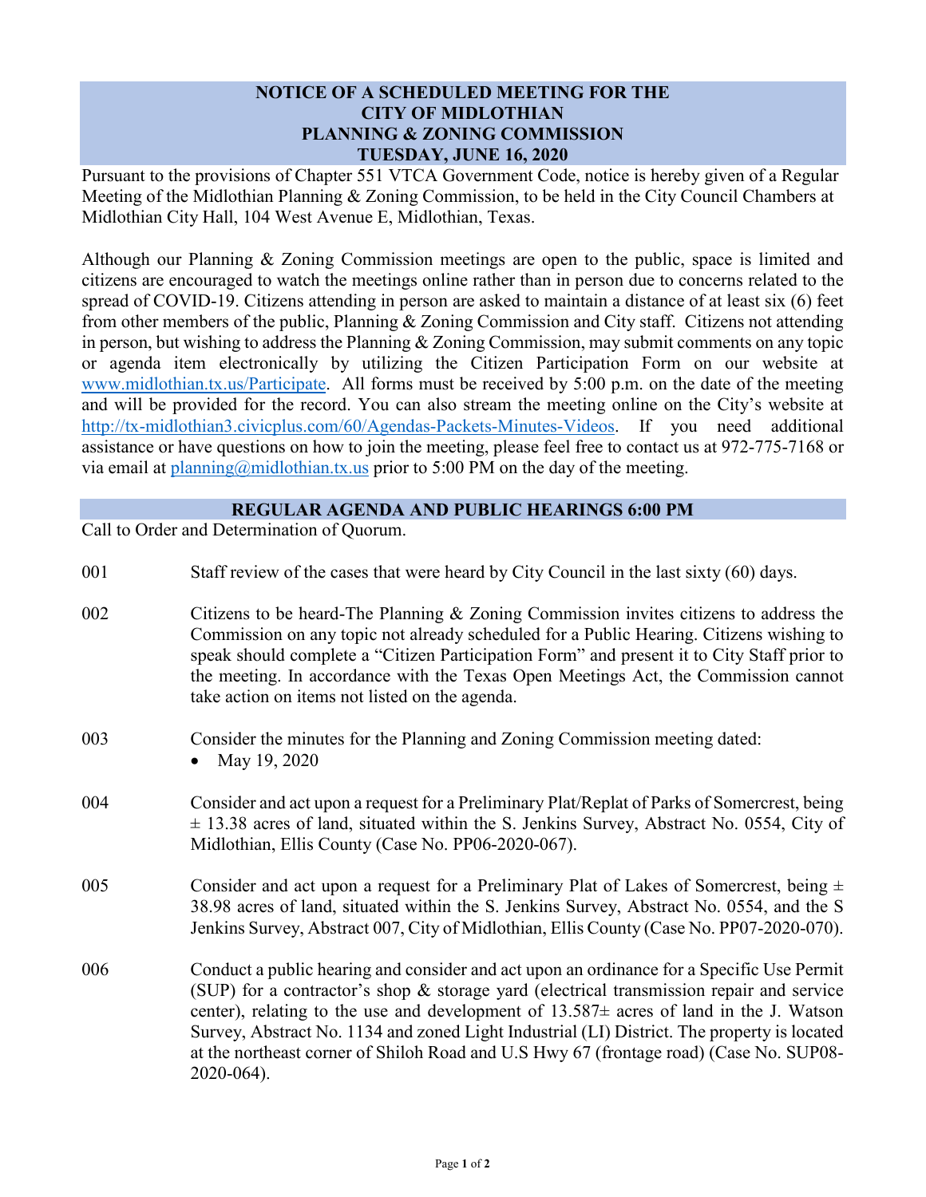# NOTICE OF A SCHEDULED MEETING FOR THE CITY OF MIDLOTHIAN PLANNING & ZONING COMMISSION TUESDAY, JUNE 16, 2020

Pursuant to the provisions of Chapter 551 VTCA Government Code, notice is hereby given of a Regular Meeting of the Midlothian Planning & Zoning Commission, to be held in the City Council Chambers at Midlothian City Hall, 104 West Avenue E, Midlothian, Texas.

Although our Planning & Zoning Commission meetings are open to the public, space is limited and citizens are encouraged to watch the meetings online rather than in person due to concerns related to the spread of COVID-19. Citizens attending in person are asked to maintain a distance of at least six (6) feet from other members of the public, Planning & Zoning Commission and City staff. Citizens not attending in person, but wishing to address the Planning & Zoning Commission, may submit comments on any topic or agenda item electronically by utilizing the Citizen Participation Form on our website at www.midlothian.tx.us/Participate. All forms must be received by 5:00 p.m. on the date of the meeting and will be provided for the record. You can also stream the meeting online on the City's website at http://tx-midlothian3.civicplus.com/60/Agendas-Packets-Minutes-Videos. If you need additional assistance or have questions on how to join the meeting, please feel free to contact us at 972-775-7168 or via email at planning@midlothian.tx.us prior to 5:00 PM on the day of the meeting.

## REGULAR AGENDA AND PUBLIC HEARINGS 6:00 PM

Call to Order and Determination of Quorum.

001 Staff review of the cases that were heard by City Council in the last sixty (60) days.

002 Citizens to be heard-The Planning & Zoning Commission invites citizens to address the Commission on any topic not already scheduled for a Public Hearing. Citizens wishing to speak should complete a "Citizen Participation Form" and present it to City Staff prior to the meeting. In accordance with the Texas Open Meetings Act, the Commission cannot take action on items not listed on the agenda.

003 Consider the minutes for the Planning and Zoning Commission meeting dated:
- May 19, 2020

004 Consider and act upon a request for a Preliminary Plat/Replat of Parks of Somercrest, being ± 13.38 acres of land, situated within the S. Jenkins Survey, Abstract No. 0554, City of Midlothian, Ellis County (Case No. PP06-2020-067).

005 Consider and act upon a request for a Preliminary Plat of Lakes of Somercrest, being ± 38.98 acres of land, situated within the S. Jenkins Survey, Abstract No. 0554, and the S Jenkins Survey, Abstract 007, City of Midlothian, Ellis County (Case No. PP07-2020-070).

006 Conduct a public hearing and consider and act upon an ordinance for a Specific Use Permit (SUP) for a contractor's shop & storage yard (electrical transmission repair and service center), relating to the use and development of 13.587± acres of land in the J. Watson Survey, Abstract No. 1134 and zoned Light Industrial (LI) District. The property is located at the northeast corner of Shiloh Road and U.S Hwy 67 (frontage road) (Case No. SUP08-2020-064).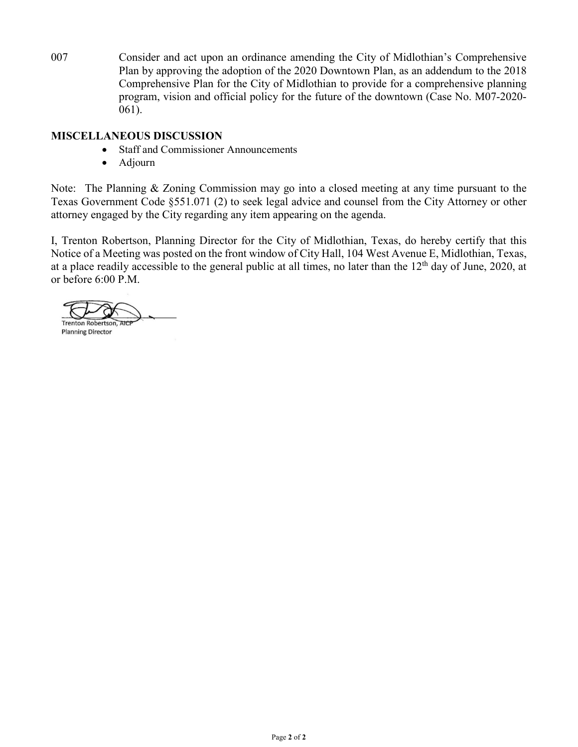007 Consider and act upon an ordinance amending the City of Midlothian's Comprehensive Plan by approving the adoption of the 2020 Downtown Plan, as an addendum to the 2018 Comprehensive Plan for the City of Midlothian to provide for a comprehensive planning program, vision and official policy for the future of the downtown (Case No. M07-2020-061).

**MISCELLANEOUS DISCUSSION**

- Staff and Commissioner Announcements
- Adjourn

Note: The Planning & Zoning Commission may go into a closed meeting at any time pursuant to the Texas Government Code §551.071 (2) to seek legal advice and counsel from the City Attorney or other attorney engaged by the City regarding any item appearing on the agenda.

I, Trenton Robertson, Planning Director for the City of Midlothian, Texas, do hereby certify that this Notice of a Meeting was posted on the front window of City Hall, 104 West Avenue E, Midlothian, Texas, at a place readily accessible to the general public at all times, no later than the 12th day of June, 2020, at or before 6:00 P.M.

Trenton Robertson, AICP
Planning Director